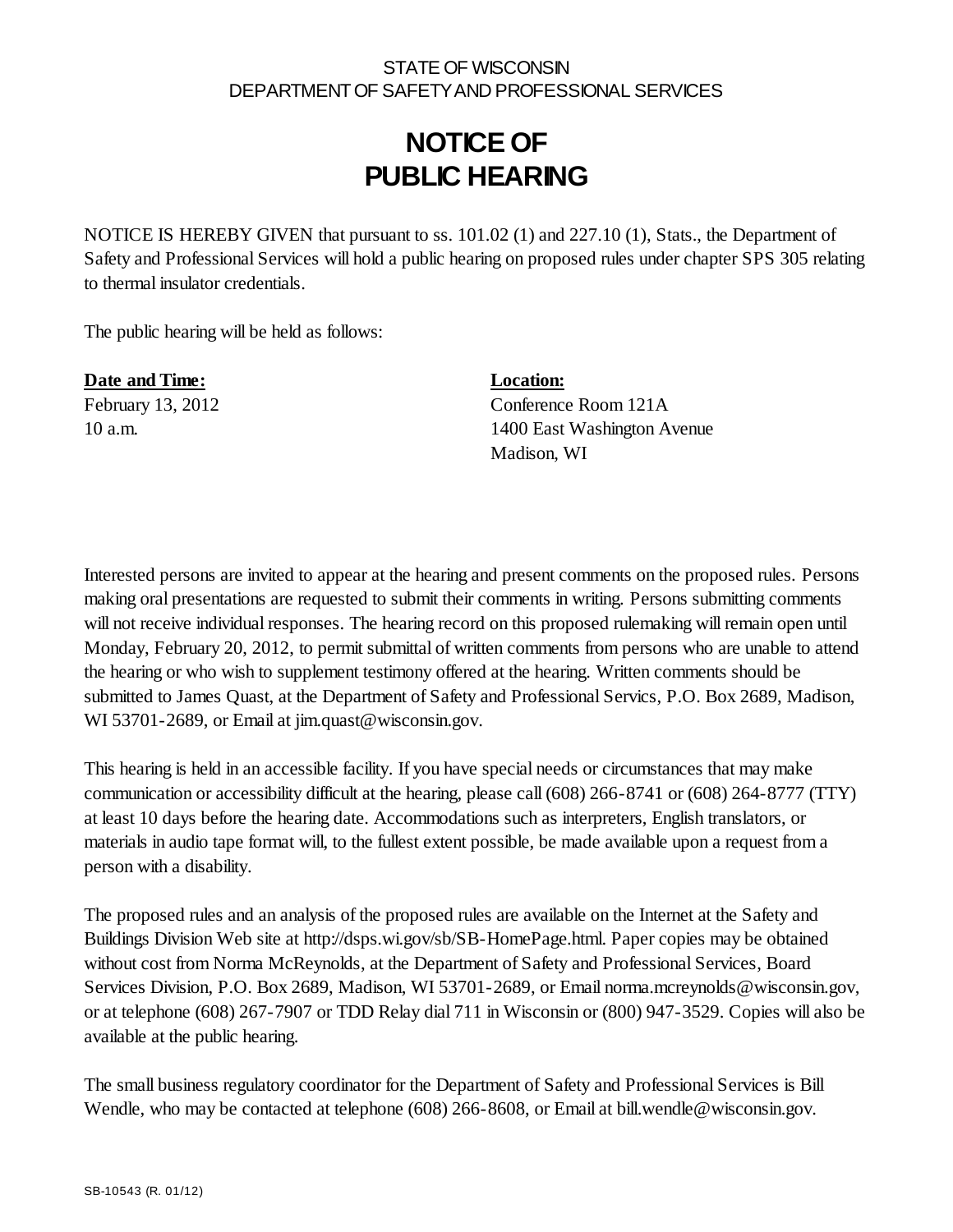STATE OF WISCONSIN
DEPARTMENT OF SAFETY AND PROFESSIONAL SERVICES

# NOTICE OF
# PUBLIC HEARING

NOTICE IS HEREBY GIVEN that pursuant to ss. 101.02 (1) and 227.10 (1), Stats., the Department of Safety and Professional Services will hold a public hearing on proposed rules under chapter SPS 305 relating to thermal insulator credentials.

The public hearing will be held as follows:

| **Date and Time:** | **Location:** |
| --- | --- |
| February 13, 2012<br>10 a.m. | Conference Room 121A<br>1400 East Washington Avenue<br>Madison, WI |

Interested persons are invited to appear at the hearing and present comments on the proposed rules. Persons making oral presentations are requested to submit their comments in writing. Persons submitting comments will not receive individual responses. The hearing record on this proposed rulemaking will remain open until Monday, February 20, 2012, to permit submittal of written comments from persons who are unable to attend the hearing or who wish to supplement testimony offered at the hearing. Written comments should be submitted to James Quast, at the Department of Safety and Professional Servics, P.O. Box 2689, Madison, WI 53701-2689, or Email at jim.quast@wisconsin.gov.

This hearing is held in an accessible facility. If you have special needs or circumstances that may make communication or accessibility difficult at the hearing, please call (608) 266-8741 or (608) 264-8777 (TTY) at least 10 days before the hearing date. Accommodations such as interpreters, English translators, or materials in audio tape format will, to the fullest extent possible, be made available upon a request from a person with a disability.

The proposed rules and an analysis of the proposed rules are available on the Internet at the Safety and Buildings Division Web site at http://dsps.wi.gov/sb/SB-HomePage.html. Paper copies may be obtained without cost from Norma McReynolds, at the Department of Safety and Professional Services, Board Services Division, P.O. Box 2689, Madison, WI 53701-2689, or Email norma.mcreynolds@wisconsin.gov, or at telephone (608) 267-7907 or TDD Relay dial 711 in Wisconsin or (800) 947-3529. Copies will also be available at the public hearing.

The small business regulatory coordinator for the Department of Safety and Professional Services is Bill Wendle, who may be contacted at telephone (608) 266-8608, or Email at bill.wendle@wisconsin.gov.

SB-10543 (R. 01/12)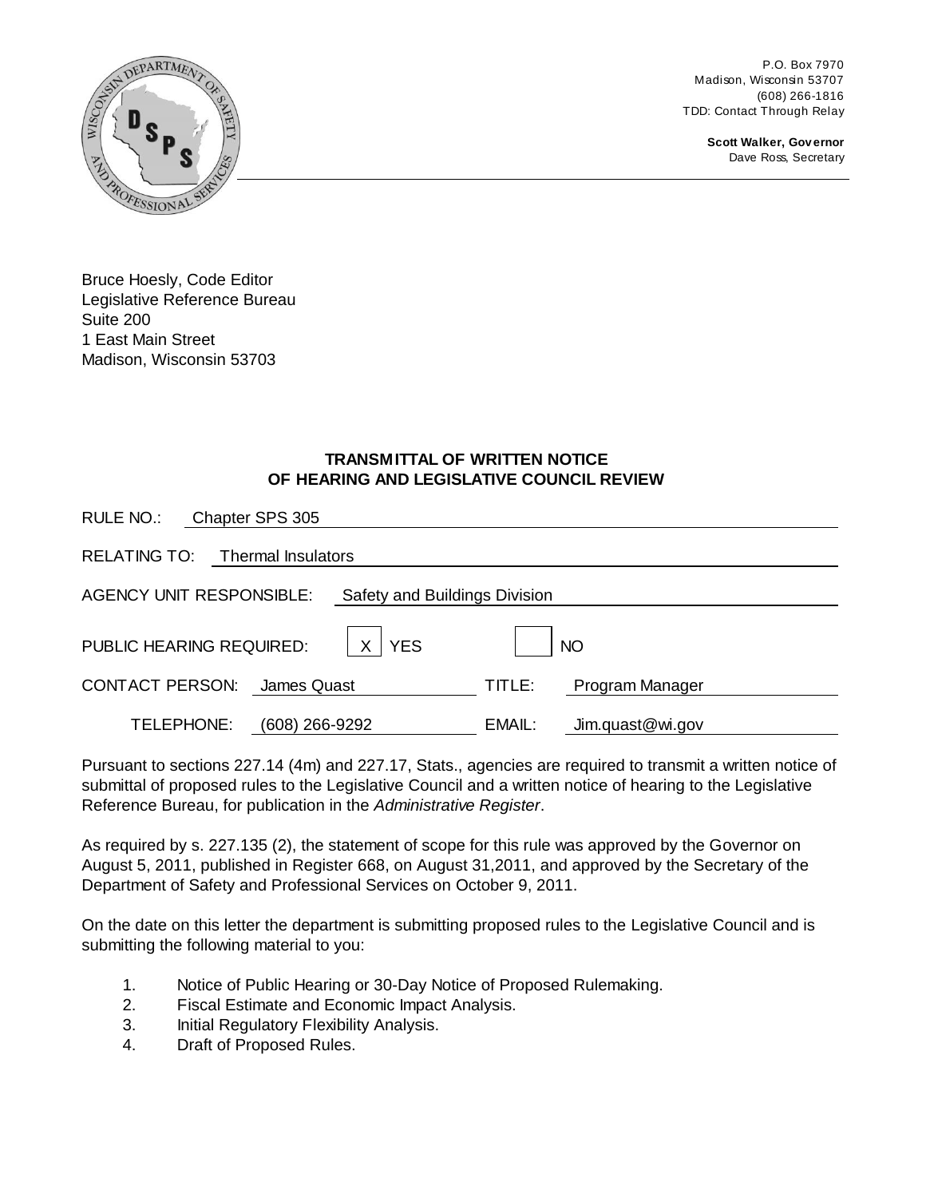P.O. Box 7970
Madison, Wisconsin 53707
(608) 266-1816
TDD: Contact Through Relay

**Scott Walker, Governor**
Dave Ross, Secretary

Bruce Hoesly, Code Editor
Legislative Reference Bureau
Suite 200
1 East Main Street
Madison, Wisconsin 53703

**TRANSMITTAL OF WRITTEN NOTICE**
**OF HEARING AND LEGISLATIVE COUNCIL REVIEW**

RULE NO.: Chapter SPS 305

RELATING TO: Thermal Insulators

AGENCY UNIT RESPONSIBLE: Safety and Buildings Division

PUBLIC HEARING REQUIRED: [X] YES [ ] NO

CONTACT PERSON: James Quast TITLE: Program Manager

TELEPHONE: (608) 266-9292 EMAIL: Jim.quast@wi.gov

Pursuant to sections 227.14 (4m) and 227.17, Stats., agencies are required to transmit a written notice of submittal of proposed rules to the Legislative Council and a written notice of hearing to the Legislative Reference Bureau, for publication in the *Administrative Register*.

As required by s. 227.135 (2), the statement of scope for this rule was approved by the Governor on August 5, 2011, published in Register 668, on August 31,2011, and approved by the Secretary of the Department of Safety and Professional Services on October 9, 2011.

On the date on this letter the department is submitting proposed rules to the Legislative Council and is submitting the following material to you:

1. Notice of Public Hearing or 30-Day Notice of Proposed Rulemaking.
2. Fiscal Estimate and Economic Impact Analysis.
3. Initial Regulatory Flexibility Analysis.
4. Draft of Proposed Rules.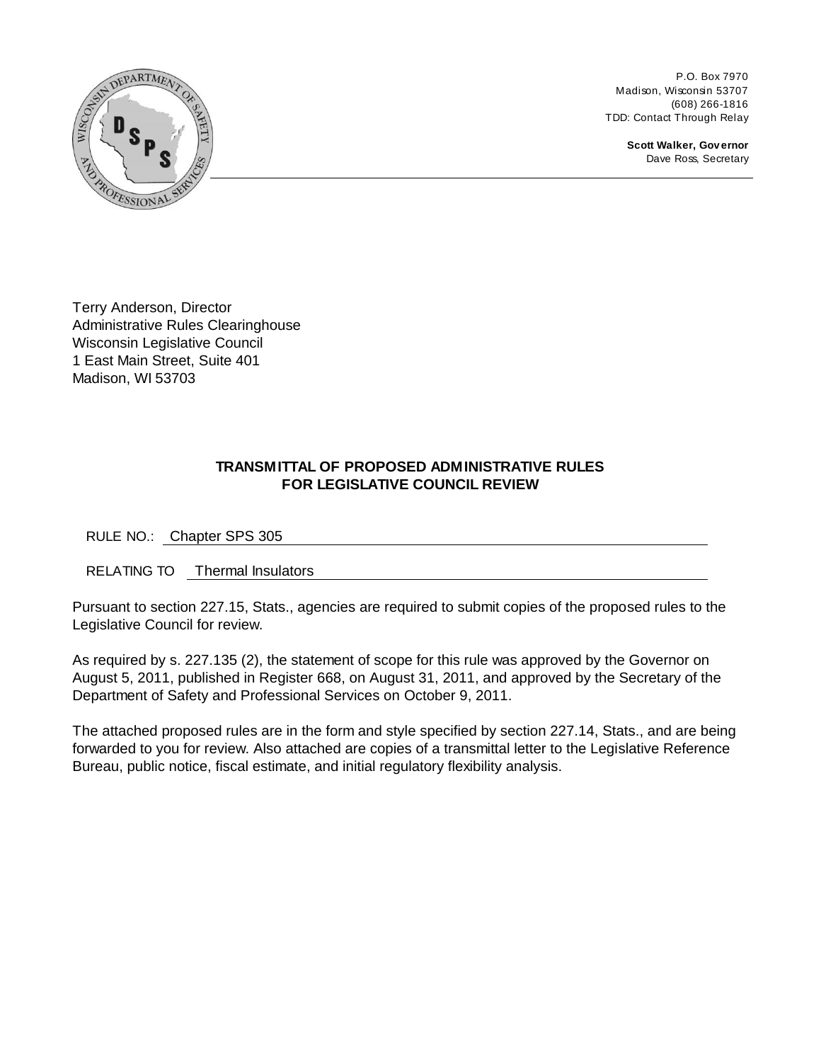P.O. Box 7970
Madison, Wisconsin 53707
(608) 266-1816
TDD: Contact Through Relay

**Scott Walker, Governor**
Dave Ross, Secretary

Terry Anderson, Director
Administrative Rules Clearinghouse
Wisconsin Legislative Council
1 East Main Street, Suite 401
Madison, WI 53703

**TRANSMITTAL OF PROPOSED ADMINISTRATIVE RULES FOR LEGISLATIVE COUNCIL REVIEW**

RULE NO.: Chapter SPS 305

RELATING TO Thermal Insulators

Pursuant to section 227.15, Stats., agencies are required to submit copies of the proposed rules to the Legislative Council for review.

As required by s. 227.135 (2), the statement of scope for this rule was approved by the Governor on August 5, 2011, published in Register 668, on August 31, 2011, and approved by the Secretary of the Department of Safety and Professional Services on October 9, 2011.

The attached proposed rules are in the form and style specified by section 227.14, Stats., and are being forwarded to you for review. Also attached are copies of a transmittal letter to the Legislative Reference Bureau, public notice, fiscal estimate, and initial regulatory flexibility analysis.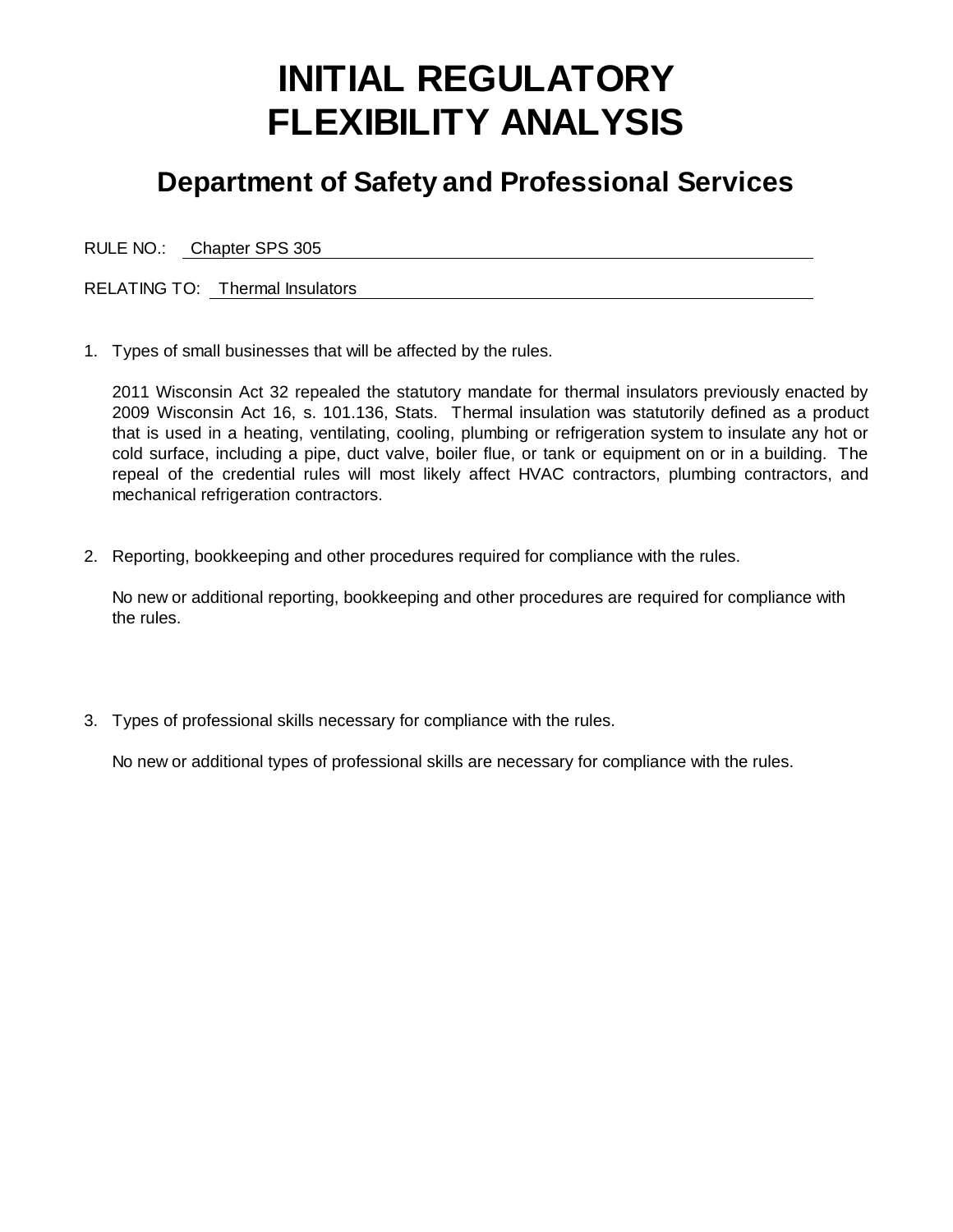# INITIAL REGULATORY FLEXIBILITY ANALYSIS

## Department of Safety and Professional Services

RULE NO.: Chapter SPS 305

RELATING TO: Thermal Insulators

1. Types of small businesses that will be affected by the rules.

   2011 Wisconsin Act 32 repealed the statutory mandate for thermal insulators previously enacted by 2009 Wisconsin Act 16, s. 101.136, Stats. Thermal insulation was statutorily defined as a product that is used in a heating, ventilating, cooling, plumbing or refrigeration system to insulate any hot or cold surface, including a pipe, duct valve, boiler flue, or tank or equipment on or in a building. The repeal of the credential rules will most likely affect HVAC contractors, plumbing contractors, and mechanical refrigeration contractors.

2. Reporting, bookkeeping and other procedures required for compliance with the rules.

   No new or additional reporting, bookkeeping and other procedures are required for compliance with the rules.

3. Types of professional skills necessary for compliance with the rules.

   No new or additional types of professional skills are necessary for compliance with the rules.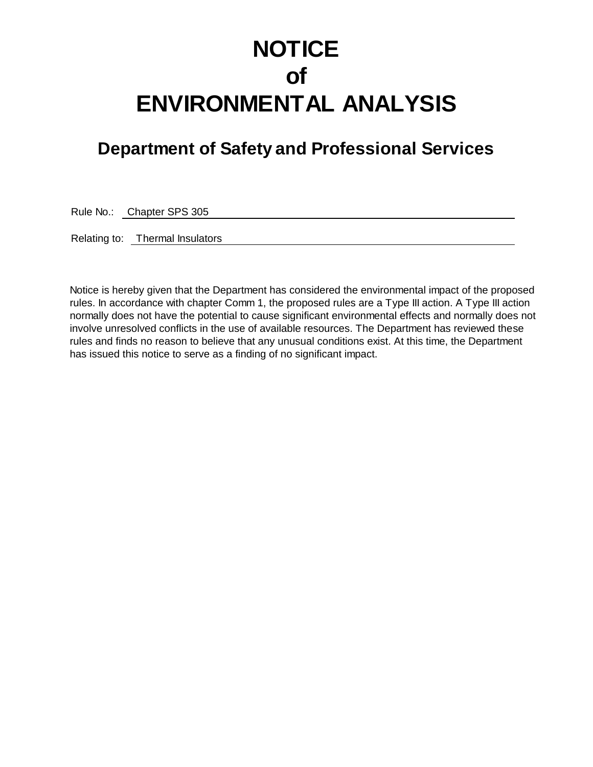# NOTICE
# of
# ENVIRONMENTAL ANALYSIS

## Department of Safety and Professional Services

Rule No.: Chapter SPS 305

Relating to: Thermal Insulators

Notice is hereby given that the Department has considered the environmental impact of the proposed rules. In accordance with chapter Comm 1, the proposed rules are a Type III action. A Type III action normally does not have the potential to cause significant environmental effects and normally does not involve unresolved conflicts in the use of available resources. The Department has reviewed these rules and finds no reason to believe that any unusual conditions exist. At this time, the Department has issued this notice to serve as a finding of no significant impact.